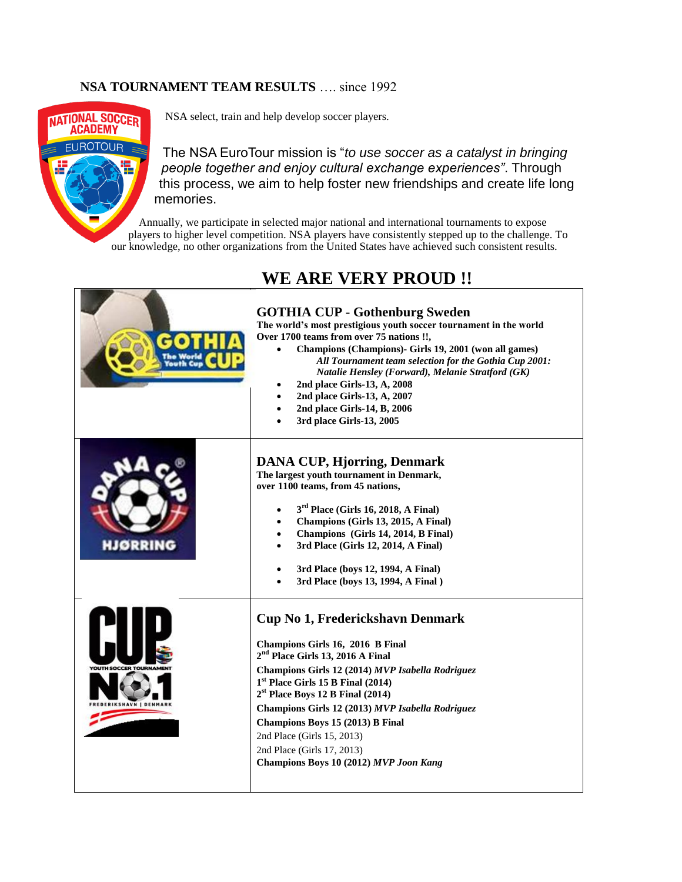**NSA TOURNAMENT TEAM RESULTS** …. since 1992

NSA select, train and help develop soccer players.

The NSA EuroTour mission is "*to use soccer as a catalyst in bringing people together and enjoy cultural exchange experiences"*. Through this process, we aim to help foster new friendships and create life long memories.

Annually, we participate in selected major national and international tournaments to expose players to higher level competition. NSA players have consistently stepped up to the challenge. To our knowledge, no other organizations from the United States have achieved such consistent results.

# WE ARE VERY PROUD !!

## GOTHIA CUP - Gothenburg Sweden

**The world's most prestigious youth soccer tournament in the world**
**Over 1700 teams from over 75 nations !!,**

- **Champions (Champions)- Girls 19, 2001 (won all games)**
  ***All Tournament team selection for the Gothia Cup 2001: Natalie Hensley (Forward), Melanie Stratford (GK)***
- **2nd place Girls-13, A, 2008**
- **2nd place Girls-13, A, 2007**
- **2nd place Girls-14, B, 2006**
- **3rd place Girls-13, 2005**

## DANA CUP, Hjorring, Denmark

**The largest youth tournament in Denmark,**
**over 1100 teams, from 45 nations,**

- **3rd Place (Girls 16, 2018, A Final)**
- **Champions (Girls 13, 2015, A Final)**
- **Champions (Girls 14, 2014, B Final)**
- **3rd Place (Girls 12, 2014, A Final)**
- **3rd Place (boys 12, 1994, A Final)**
- **3rd Place (boys 13, 1994, A Final )**

## Cup No 1, Fredrickshavn Denmark

**Champions Girls 16, 2016 B Final**
**2nd Place Girls 13, 2016 A Final**
**Champions Girls 12 (2014)** ***MVP Isabella Rodriguez***
**1st Place Girls 15 B Final (2014)**
**2st Place Boys 12 B Final (2014)**
**Champions Girls 12 (2013)** ***MVP Isabella Rodriguez***
**Champions Boys 15 (2013) B Final**
2nd Place (Girls 15, 2013)
2nd Place (Girls 17, 2013)
**Champions Boys 10 (2012)** ***MVP Joon Kang***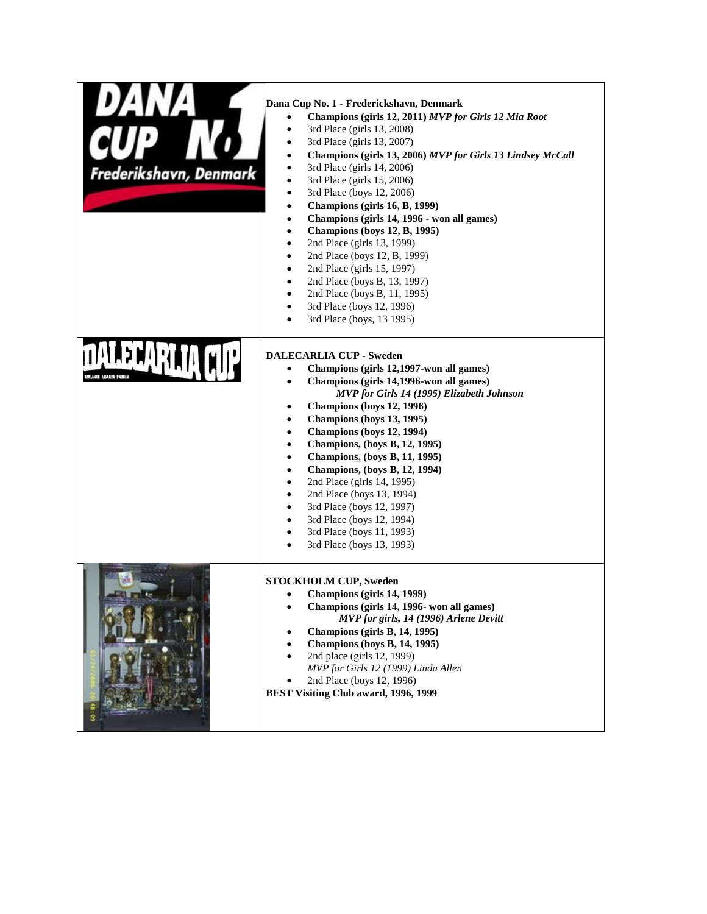**Dana Cup No. 1 - Frederickshavn, Denmark**

- **Champions (girls 12, 2011)** ***MVP for Girls 12 Mia Root***
- 3rd Place (girls 13, 2008)
- 3rd Place (girls 13, 2007)
- **Champions (girls 13, 2006)** ***MVP for Girls 13 Lindsey McCall***
- 3rd Place (girls 14, 2006)
- 3rd Place (girls 15, 2006)
- 3rd Place (boys 12, 2006)
- **Champions (girls 16, B, 1999)**
- **Champions (girls 14, 1996 - won all games)**
- **Champions (boys 12, B, 1995)**
- 2nd Place (girls 13, 1999)
- 2nd Place (boys 12, B, 1999)
- 2nd Place (girls 15, 1997)
- 2nd Place (boys B, 13, 1997)
- 2nd Place (boys B, 11, 1995)
- 3rd Place (boys 12, 1996)
- 3rd Place (boys, 13 1995)

**DALECARLIA CUP - Sweden**

- **Champions (girls 12,1997-won all games)**
- **Champions (girls 14,1996-won all games)**
  ***MVP for Girls 14 (1995) Elizabeth Johnson***
- **Champions (boys 12, 1996)**
- **Champions (boys 13, 1995)**
- **Champions (boys 12, 1994)**
- **Champions, (boys B, 12, 1995)**
- **Champions, (boys B, 11, 1995)**
- **Champions, (boys B, 12, 1994)**
- 2nd Place (girls 14, 1995)
- 2nd Place (boys 13, 1994)
- 3rd Place (boys 12, 1997)
- 3rd Place (boys 12, 1994)
- 3rd Place (boys 11, 1993)
- 3rd Place (boys 13, 1993)

**STOCKHOLM CUP, Sweden**

- **Champions (girls 14, 1999)**
- **Champions (girls 14, 1996- won all games)**
  ***MVP for girls, 14 (1996) Arlene Devitt***
- **Champions (girls B, 14, 1995)**
- **Champions (boys B, 14, 1995)**
- 2nd place (girls 12, 1999)
  *MVP for Girls 12 (1999) Linda Allen*
- 2nd Place (boys 12, 1996)

**BEST Visiting Club award, 1996, 1999**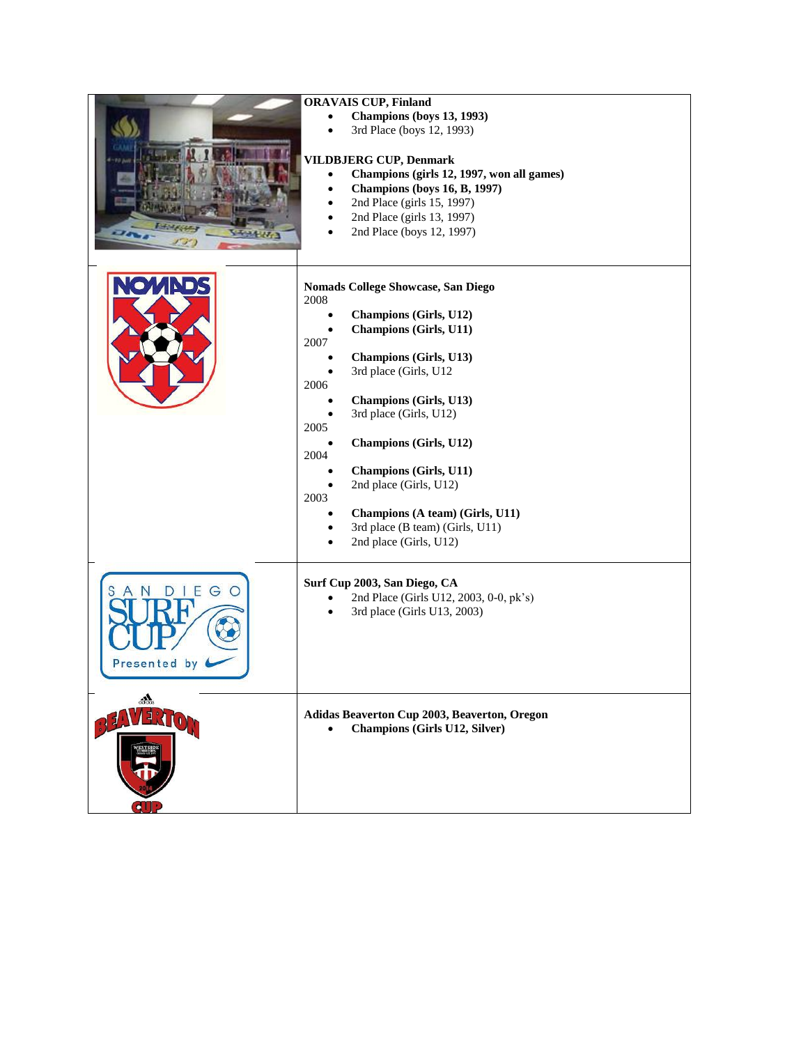**ORAVAIS CUP, Finland**

- **Champions (boys 13, 1993)**
- 3rd Place (boys 12, 1993)

**VILDBJERG CUP, Denmark**

- **Champions (girls 12, 1997, won all games)**
- **Champions (boys 16, B, 1997)**
- 2nd Place (girls 15, 1997)
- 2nd Place (girls 13, 1997)
- 2nd Place (boys 12, 1997)

**Nomads College Showcase, San Diego**

2008

- **Champions (Girls, U12)**
- **Champions (Girls, U11)**

2007

- **Champions (Girls, U13)**
- 3rd place (Girls, U12

2006

- **Champions (Girls, U13)**
- 3rd place (Girls, U12)

2005

- **Champions (Girls, U12)**

2004

- **Champions (Girls, U11)**
- 2nd place (Girls, U12)

2003

- **Champions (A team) (Girls, U11)**
- 3rd place (B team) (Girls, U11)
- 2nd place (Girls, U12)

**Surf Cup 2003, San Diego, CA**

- 2nd Place (Girls U12, 2003, 0-0, pk's)
- 3rd place (Girls U13, 2003)

**Adidas Beaverton Cup 2003, Beaverton, Oregon**

- **Champions (Girls U12, Silver)**